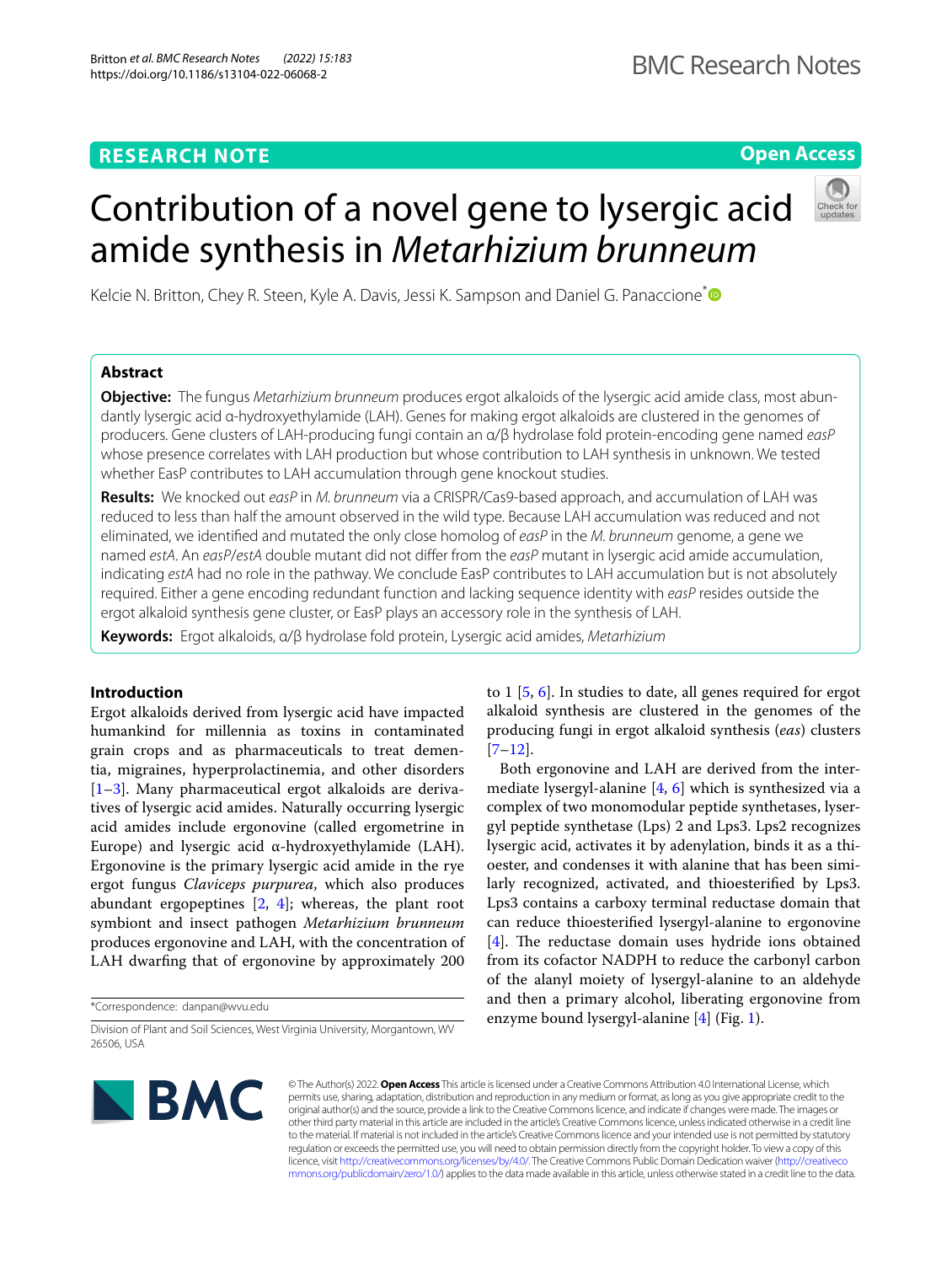RESEARCH NOTE

Open Access

# Contribution of a novel gene to lysergic acid amide synthesis in *Metarhizium brunneum*

Kelcie N. Britton, Chey R. Steen, Kyle A. Davis, Jessi K. Sampson and Daniel G. Panaccione*

## Abstract

**Objective:** The fungus *Metarhizium brunneum* produces ergot alkaloids of the lysergic acid amide class, most abundantly lysergic acid α-hydroxyethylamide (LAH). Genes for making ergot alkaloids are clustered in the genomes of producers. Gene clusters of LAH-producing fungi contain an α/β hydrolase fold protein-encoding gene named *easP* whose presence correlates with LAH production but whose contribution to LAH synthesis in unknown. We tested whether EasP contributes to LAH accumulation through gene knockout studies.

**Results:** We knocked out *easP* in *M. brunneum* via a CRISPR/Cas9-based approach, and accumulation of LAH was reduced to less than half the amount observed in the wild type. Because LAH accumulation was reduced and not eliminated, we identified and mutated the only close homolog of *easP* in the *M. brunneum* genome, a gene we named *estA*. An *easP*/*estA* double mutant did not differ from the *easP* mutant in lysergic acid amide accumulation, indicating *estA* had no role in the pathway. We conclude EasP contributes to LAH accumulation but is not absolutely required. Either a gene encoding redundant function and lacking sequence identity with *easP* resides outside the ergot alkaloid synthesis gene cluster, or EasP plays an accessory role in the synthesis of LAH.

**Keywords:** Ergot alkaloids, α/β hydrolase fold protein, Lysergic acid amides, *Metarhizium*

## Introduction

Ergot alkaloids derived from lysergic acid have impacted humankind for millennia as toxins in contaminated grain crops and as pharmaceuticals to treat dementia, migraines, hyperprolactinemia, and other disorders [1–3]. Many pharmaceutical ergot alkaloids are derivatives of lysergic acid amides. Naturally occurring lysergic acid amides include ergonovine (called ergometrine in Europe) and lysergic acid α-hydroxyethylamide (LAH). Ergonovine is the primary lysergic acid amide in the rye ergot fungus *Claviceps purpurea*, which also produces abundant ergopeptines [2, 4]; whereas, the plant root symbiont and insect pathogen *Metarhizium brunneum* produces ergonovine and LAH, with the concentration of LAH dwarfing that of ergonovine by approximately 200 to 1 [5, 6]. In studies to date, all genes required for ergot alkaloid synthesis are clustered in the genomes of the producing fungi in ergot alkaloid synthesis (*eas*) clusters [7–12].

Both ergonovine and LAH are derived from the intermediate lysergyl-alanine [4, 6] which is synthesized via a complex of two monomodular peptide synthetases, lysergyl peptide synthetase (Lps) 2 and Lps3. Lps2 recognizes lysergic acid, activates it by adenylation, binds it as a thioester, and condenses it with alanine that has been similarly recognized, activated, and thioesterified by Lps3. Lps3 contains a carboxy terminal reductase domain that can reduce thioesterified lysergyl-alanine to ergonovine [4]. The reductase domain uses hydride ions obtained from its cofactor NADPH to reduce the carbonyl carbon of the alanyl moiety of lysergyl-alanine to an aldehyde and then a primary alcohol, liberating ergonovine from enzyme bound lysergyl-alanine [4] (Fig. 1).

*Correspondence: danpan@wvu.edu

Division of Plant and Soil Sciences, West Virginia University, Morgantown, WV 26506, USA

© The Author(s) 2022. **Open Access** This article is licensed under a Creative Commons Attribution 4.0 International License, which permits use, sharing, adaptation, distribution and reproduction in any medium or format, as long as you give appropriate credit to the original author(s) and the source, provide a link to the Creative Commons licence, and indicate if changes were made. The images or other third party material in this article are included in the article's Creative Commons licence, unless indicated otherwise in a credit line to the material. If material is not included in the article's Creative Commons licence and your intended use is not permitted by statutory regulation or exceeds the permitted use, you will need to obtain permission directly from the copyright holder. To view a copy of this licence, visit http://creativecommons.org/licenses/by/4.0/. The Creative Commons Public Domain Dedication waiver (http://creativecommons.org/publicdomain/zero/1.0/) applies to the data made available in this article, unless otherwise stated in a credit line to the data.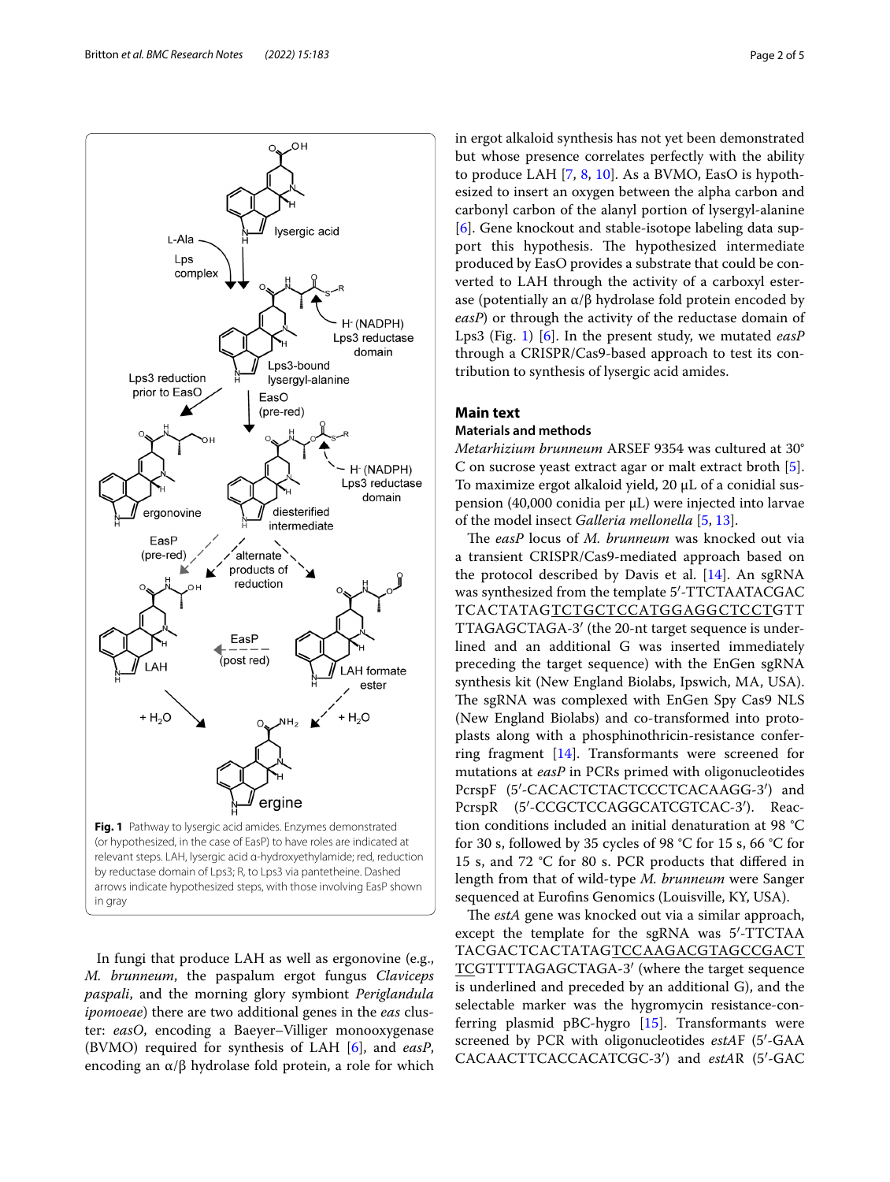**Fig. 1** Pathway to lysergic acid amides. Enzymes demonstrated (or hypothesized, in the case of EasP) to have roles are indicated at relevant steps. LAH, lysergic acid α-hydroxyethylamide; red, reduction by reductase domain of Lps3; R, to Lps3 via pantetheine. Dashed arrows indicate hypothesized steps, with those involving EasP shown in gray

In fungi that produce LAH as well as ergonovine (e.g., *M. brunneum*, the paspalum ergot fungus *Claviceps paspali*, and the morning glory symbiont *Periglandula ipomoeae*) there are two additional genes in the *eas* cluster: *easO*, encoding a Baeyer–Villiger monooxygenase (BVMO) required for synthesis of LAH [6], and *easP*, encoding an α/β hydrolase fold protein, a role for which in ergot alkaloid synthesis has not yet been demonstrated but whose presence correlates perfectly with the ability to produce LAH [7, 8, 10]. As a BVMO, EasO is hypothesized to insert an oxygen between the alpha carbon and carbonyl carbon of the alanyl portion of lysergyl-alanine [6]. Gene knockout and stable-isotope labeling data support this hypothesis. The hypothesized intermediate produced by EasO provides a substrate that could be converted to LAH through the activity of a carboxyl esterase (potentially an α/β hydrolase fold protein encoded by *easP*) or through the activity of the reductase domain of Lps3 (Fig. 1) [6]. In the present study, we mutated *easP* through a CRISPR/Cas9-based approach to test its contribution to synthesis of lysergic acid amides.

## Main text

### Materials and methods

*Metarhizium brunneum* ARSEF 9354 was cultured at 30° C on sucrose yeast extract agar or malt extract broth [5]. To maximize ergot alkaloid yield, 20 µL of a conidial suspension (40,000 conidia per µL) were injected into larvae of the model insect *Galleria mellonella* [5, 13].

The *easP* locus of *M. brunneum* was knocked out via a transient CRISPR/Cas9-mediated approach based on the protocol described by Davis et al. [14]. An sgRNA was synthesized from the template 5′-TTCTAATACGACTCACTATAGTCTGCTCCATGGAGGCTCCTGTTTTAGAGCTAGA-3′ (the 20-nt target sequence is underlined and an additional G was inserted immediately preceding the target sequence) with the EnGen sgRNA synthesis kit (New England Biolabs, Ipswich, MA, USA). The sgRNA was complexed with EnGen Spy Cas9 NLS (New England Biolabs) and co-transformed into protoplasts along with a phosphinothricin-resistance conferring fragment [14]. Transformants were screened for mutations at *easP* in PCRs primed with oligonucleotides PcrspF (5′-CACACTCTACTCCCTCACAAGG-3′) and PcrspR (5′-CCGCTCCAGGCATCGTCAC-3′). Reaction conditions included an initial denaturation at 98 °C for 30 s, followed by 35 cycles of 98 °C for 15 s, 66 °C for 15 s, and 72 °C for 80 s. PCR products that differed in length from that of wild-type *M. brunneum* were Sanger sequenced at Eurofins Genomics (Louisville, KY, USA).

The *estA* gene was knocked out via a similar approach, except the template for the sgRNA was 5′-TTCTAATACGACTCACTATAGTCCAAGACGTAGCCGACTTCGTTTTAGAGCTAGA-3′ (where the target sequence is underlined and preceded by an additional G), and the selectable marker was the hygromycin resistance-conferring plasmid pBC-hygro [15]. Transformants were screened by PCR with oligonucleotides *estA*F (5′-GAACACAACTTCACCACATCGC-3′) and *estA*R (5′-GAC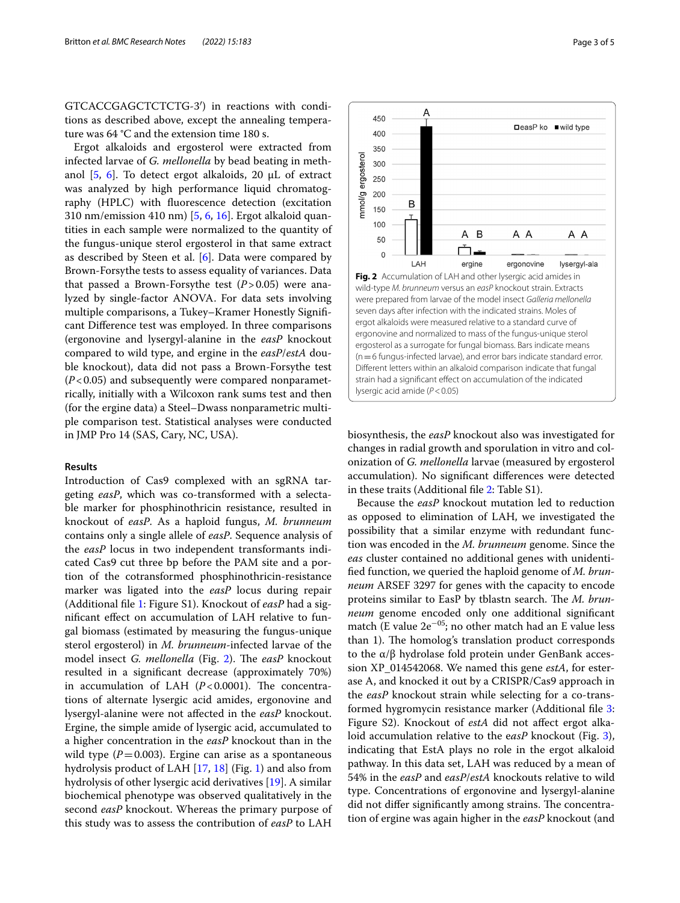GTCACCGAGCTCTCTG-3′) in reactions with conditions as described above, except the annealing temperature was 64 °C and the extension time 180 s.

Ergot alkaloids and ergosterol were extracted from infected larvae of *G. mellonella* by bead beating in methanol [5, 6]. To detect ergot alkaloids, 20 µL of extract was analyzed by high performance liquid chromatography (HPLC) with fluorescence detection (excitation 310 nm/emission 410 nm) [5, 6, 16]. Ergot alkaloid quantities in each sample were normalized to the quantity of the fungus-unique sterol ergosterol in that same extract as described by Steen et al. [6]. Data were compared by Brown-Forsythe tests to assess equality of variances. Data that passed a Brown-Forsythe test ($P > 0.05$) were analyzed by single-factor ANOVA. For data sets involving multiple comparisons, a Tukey–Kramer Honestly Significant Difference test was employed. In three comparisons (ergonovine and lysergyl-alanine in the *easP* knockout compared to wild type, and ergine in the *easP*/*estA* double knockout), data did not pass a Brown-Forsythe test ($P < 0.05$) and subsequently were compared nonparametrically, initially with a Wilcoxon rank sums test and then (for the ergine data) a Steel–Dwass nonparametric multiple comparison test. Statistical analyses were conducted in JMP Pro 14 (SAS, Cary, NC, USA).

## Results

Introduction of Cas9 complexed with an sgRNA targeting *easP*, which was co-transformed with a selectable marker for phosphinothricin resistance, resulted in knockout of *easP*. As a haploid fungus, *M. brunneum* contains only a single allele of *easP*. Sequence analysis of the *easP* locus in two independent transformants indicated Cas9 cut three bp before the PAM site and a portion of the cotransformed phosphinothricin-resistance marker was ligated into the *easP* locus during repair (Additional file 1: Figure S1). Knockout of *easP* had a significant effect on accumulation of LAH relative to fungal biomass (estimated by measuring the fungus-unique sterol ergosterol) in *M. brunneum*-infected larvae of the model insect *G. mellonella* (Fig. 2). The *easP* knockout resulted in a significant decrease (approximately 70%) in accumulation of LAH ($P < 0.0001$). The concentrations of alternate lysergic acid amides, ergonovine and lysergyl-alanine were not affected in the *easP* knockout. Ergine, the simple amide of lysergic acid, accumulated to a higher concentration in the *easP* knockout than in the wild type ($P = 0.003$). Ergine can arise as a spontaneous hydrolysis product of LAH [17, 18] (Fig. 1) and also from hydrolysis of other lysergic acid derivatives [19]. A similar biochemical phenotype was observed qualitatively in the second *easP* knockout. Whereas the primary purpose of this study was to assess the contribution of *easP* to LAH biosynthesis, the *easP* knockout also was investigated for changes in radial growth and sporulation in vitro and colonization of *G. mellonella* larvae (measured by ergosterol accumulation). No significant differences were detected in these traits (Additional file 2: Table S1).

**Fig. 2** Accumulation of LAH and other lysergic acid amides in wild-type *M. brunneum* versus an *easP* knockout strain. Extracts were prepared from larvae of the model insect *Galleria mellonella* seven days after infection with the indicated strains. Moles of ergot alkaloids were measured relative to a standard curve of ergonovine and normalized to mass of the fungus-unique sterol ergosterol as a surrogate for fungal biomass. Bars indicate means (n = 6 fungus-infected larvae), and error bars indicate standard error. Different letters within an alkaloid comparison indicate that fungal strain had a significant effect on accumulation of the indicated lysergic acid amide ($P < 0.05$)

Because the *easP* knockout mutation led to reduction as opposed to elimination of LAH, we investigated the possibility that a similar enzyme with redundant function was encoded in the *M. brunneum* genome. Since the *eas* cluster contained no additional genes with unidentified function, we queried the haploid genome of *M. brunneum* ARSEF 3297 for genes with the capacity to encode proteins similar to EasP by tblastn search. The *M. brunneum* genome encoded only one additional significant match (E value $2e^{-05}$; no other match had an E value less than 1). The homolog's translation product corresponds to the α/β hydrolase fold protein under GenBank accession XP_014542068. We named this gene *estA*, for esterase A, and knocked it out by a CRISPR/Cas9 approach in the *easP* knockout strain while selecting for a co-transformed hygromycin resistance marker (Additional file 3: Figure S2). Knockout of *estA* did not affect ergot alkaloid accumulation relative to the e*asP* knockout (Fig. 3), indicating that EstA plays no role in the ergot alkaloid pathway. In this data set, LAH was reduced by a mean of 54% in the *easP* and *easP*/*estA* knockouts relative to wild type. Concentrations of ergonovine and lysergyl-alanine did not differ significantly among strains. The concentration of ergine was again higher in the *easP* knockout (and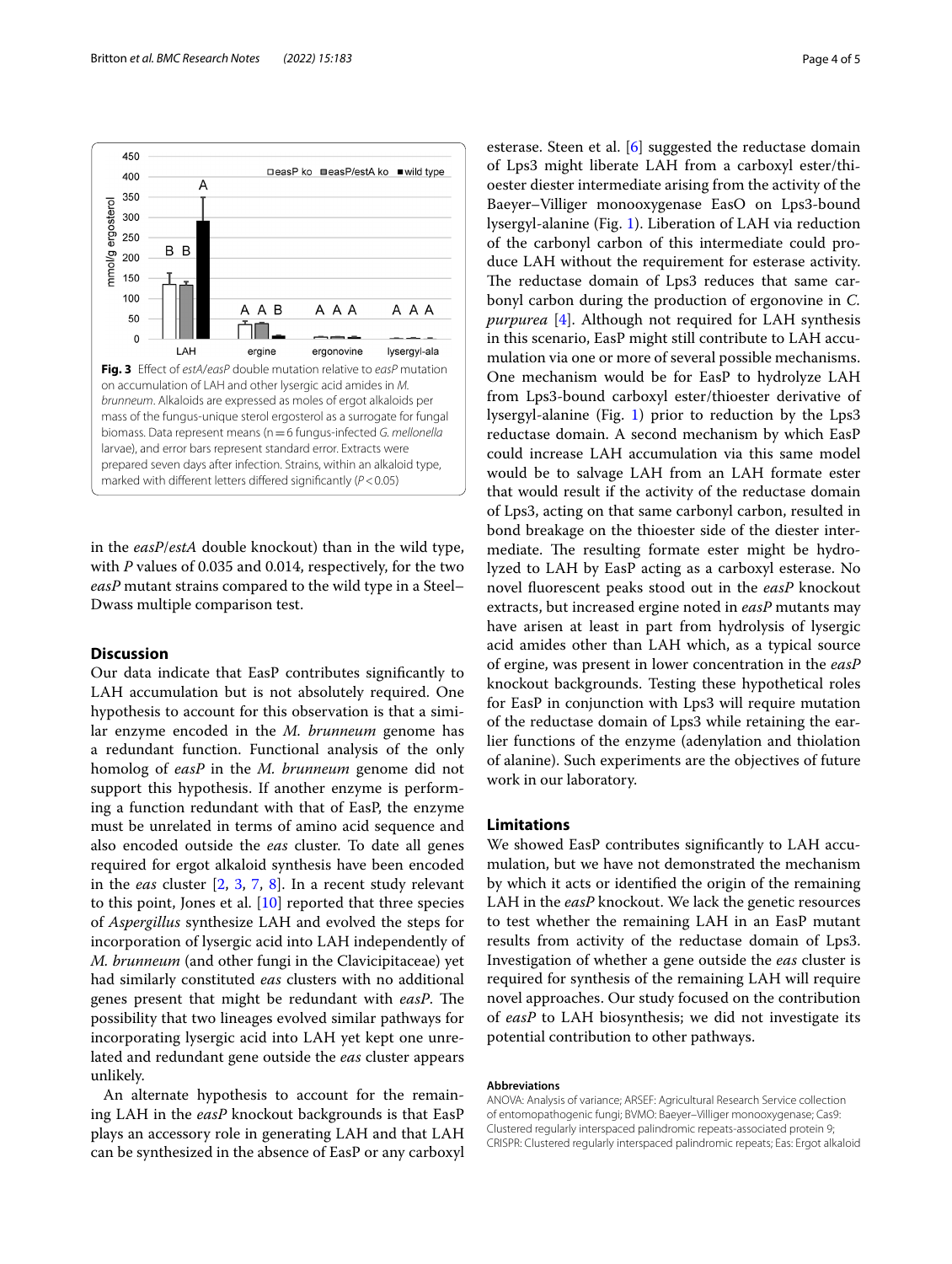Fig. 3 Effect of *estA*/*easP* double mutation relative to *easP* mutation on accumulation of LAH and other lysergic acid amides in *M. brunneum*. Alkaloids are expressed as moles of ergot alkaloids per mass of the fungus-unique sterol ergosterol as a surrogate for fungal biomass. Data represent means (n = 6 fungus-infected *G. mellonella* larvae), and error bars represent standard error. Extracts were prepared seven days after infection. Strains, within an alkaloid type, marked with different letters differed significantly ($P < 0.05$)

in the *easP*/*estA* double knockout) than in the wild type, with *P* values of 0.035 and 0.014, respectively, for the two *easP* mutant strains compared to the wild type in a Steel–Dwass multiple comparison test.

## Discussion

Our data indicate that EasP contributes significantly to LAH accumulation but is not absolutely required. One hypothesis to account for this observation is that a similar enzyme encoded in the *M. brunneum* genome has a redundant function. Functional analysis of the only homolog of *easP* in the *M. brunneum* genome did not support this hypothesis. If another enzyme is performing a function redundant with that of EasP, the enzyme must be unrelated in terms of amino acid sequence and also encoded outside the *eas* cluster. To date all genes required for ergot alkaloid synthesis have been encoded in the *eas* cluster [2, 3, 7, 8]. In a recent study relevant to this point, Jones et al. [10] reported that three species of *Aspergillus* synthesize LAH and evolved the steps for incorporation of lysergic acid into LAH independently of *M. brunneum* (and other fungi in the Clavicipitaceae) yet had similarly constituted *eas* clusters with no additional genes present that might be redundant with *easP*. The possibility that two lineages evolved similar pathways for incorporating lysergic acid into LAH yet kept one unrelated and redundant gene outside the *eas* cluster appears unlikely.

An alternate hypothesis to account for the remaining LAH in the *easP* knockout backgrounds is that EasP plays an accessory role in generating LAH and that LAH can be synthesized in the absence of EasP or any carboxyl esterase. Steen et al. [6] suggested the reductase domain of Lps3 might liberate LAH from a carboxyl ester/thioester diester intermediate arising from the activity of the Baeyer–Villiger monooxygenase EasO on Lps3-bound lysergyl-alanine (Fig. 1). Liberation of LAH via reduction of the carbonyl carbon of this intermediate could produce LAH without the requirement for esterase activity. The reductase domain of Lps3 reduces that same carbonyl carbon during the production of ergonovine in *C. purpurea* [4]. Although not required for LAH synthesis in this scenario, EasP might still contribute to LAH accumulation via one or more of several possible mechanisms. One mechanism would be for EasP to hydrolyze LAH from Lps3-bound carboxyl ester/thioester derivative of lysergyl-alanine (Fig. 1) prior to reduction by the Lps3 reductase domain. A second mechanism by which EasP could increase LAH accumulation via this same model would be to salvage LAH from an LAH formate ester that would result if the activity of the reductase domain of Lps3, acting on that same carbonyl carbon, resulted in bond breakage on the thioester side of the diester intermediate. The resulting formate ester might be hydrolyzed to LAH by EasP acting as a carboxyl esterase. No novel fluorescent peaks stood out in the *easP* knockout extracts, but increased ergine noted in *easP* mutants may have arisen at least in part from hydrolysis of lysergic acid amides other than LAH which, as a typical source of ergine, was present in lower concentration in the *easP* knockout backgrounds. Testing these hypothetical roles for EasP in conjunction with Lps3 will require mutation of the reductase domain of Lps3 while retaining the earlier functions of the enzyme (adenylation and thiolation of alanine). Such experiments are the objectives of future work in our laboratory.

## Limitations

We showed EasP contributes significantly to LAH accumulation, but we have not demonstrated the mechanism by which it acts or identified the origin of the remaining LAH in the *easP* knockout. We lack the genetic resources to test whether the remaining LAH in an EasP mutant results from activity of the reductase domain of Lps3. Investigation of whether a gene outside the *eas* cluster is required for synthesis of the remaining LAH will require novel approaches. Our study focused on the contribution of *easP* to LAH biosynthesis; we did not investigate its potential contribution to other pathways.

#### Abbreviations

ANOVA: Analysis of variance; ARSEF: Agricultural Research Service collection of entomopathogenic fungi; BVMO: Baeyer–Villiger monooxygenase; Cas9: Clustered regularly interspaced palindromic repeats-associated protein 9; CRISPR: Clustered regularly interspaced palindromic repeats; Eas: Ergot alkaloid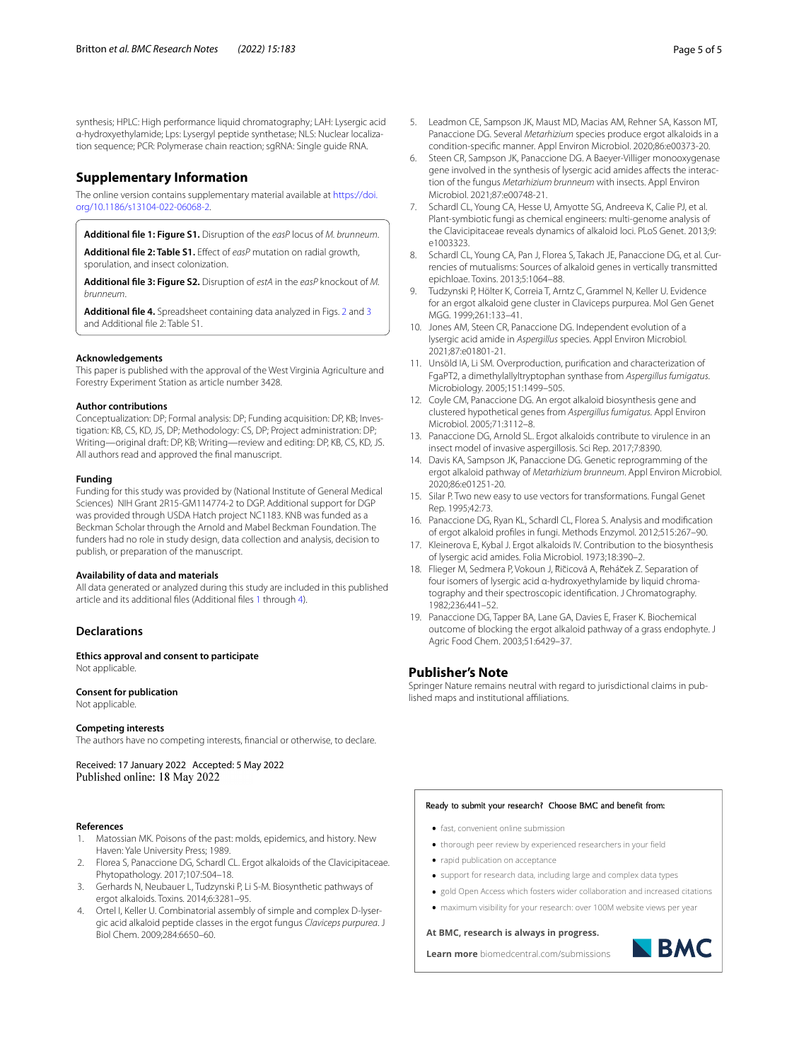synthesis; HPLC: High performance liquid chromatography; LAH: Lysergic acid α-hydroxyethylamide; Lps: Lysergyl peptide synthetase; NLS: Nuclear localization sequence; PCR: Polymerase chain reaction; sgRNA: Single guide RNA.

## Supplementary Information

The online version contains supplementary material available at https://doi.org/10.1186/s13104-022-06068-2.

**Additional file 1: Figure S1.** Disruption of the *easP* locus of *M. brunneum*.

**Additional file 2: Table S1.** Effect of *easP* mutation on radial growth, sporulation, and insect colonization.

**Additional file 3: Figure S2.** Disruption of *estA* in the *easP* knockout of *M. brunneum*.

**Additional file 4.** Spreadsheet containing data analyzed in Figs. 2 and 3 and Additional file 2: Table S1.

#### Acknowledgements

This paper is published with the approval of the West Virginia Agriculture and Forestry Experiment Station as article number 3428.

#### Author contributions

Conceptualization: DP; Formal analysis: DP; Funding acquisition: DP, KB; Investigation: KB, CS, KD, JS, DP; Methodology: CS, DP; Project administration: DP; Writing—original draft: DP, KB; Writing—review and editing: DP, KB, CS, KD, JS. All authors read and approved the final manuscript.

#### Funding

Funding for this study was provided by (National Institute of General Medical Sciences) NIH Grant 2R15-GM114774-2 to DGP. Additional support for DGP was provided through USDA Hatch project NC1183. KNB was funded as a Beckman Scholar through the Arnold and Mabel Beckman Foundation. The funders had no role in study design, data collection and analysis, decision to publish, or preparation of the manuscript.

#### Availability of data and materials

All data generated or analyzed during this study are included in this published article and its additional files (Additional files 1 through 4).

## Declarations

#### Ethics approval and consent to participate

Not applicable.

#### Consent for publication

Not applicable.

#### Competing interests

The authors have no competing interests, financial or otherwise, to declare.

Received: 17 January 2022 Accepted: 5 May 2022
Published online: 18 May 2022

#### References

1. Matossian MK. Poisons of the past: molds, epidemics, and history. New Haven: Yale University Press; 1989.
2. Florea S, Panaccione DG, Schardl CL. Ergot alkaloids of the Clavicipitaceae. Phytopathology. 2017;107:504–18.
3. Gerhards N, Neubauer L, Tudzynski P, Li S-M. Biosynthetic pathways of ergot alkaloids. Toxins. 2014;6:3281–95.
4. Ortel I, Keller U. Combinatorial assembly of simple and complex D-lysergic acid alkaloid peptide classes in the ergot fungus *Claviceps purpurea*. J Biol Chem. 2009;284:6650–60.
5. Leadmon CE, Sampson JK, Maust MD, Macias AM, Rehner SA, Kasson MT, Panaccione DG. Several *Metarhizium* species produce ergot alkaloids in a condition-specific manner. Appl Environ Microbiol. 2020;86:e00373-20.
6. Steen CR, Sampson JK, Panaccione DG. A Baeyer-Villiger monooxygenase gene involved in the synthesis of lysergic acid amides affects the interaction of the fungus *Metarhizium brunneum* with insects. Appl Environ Microbiol. 2021;87:e00748-21.
7. Schardl CL, Young CA, Hesse U, Amyotte SG, Andreeva K, Calie PJ, et al. Plant-symbiotic fungi as chemical engineers: multi-genome analysis of the Clavicipitaceae reveals dynamics of alkaloid loci. PLoS Genet. 2013;9:e1003323.
8. Schardl CL, Young CA, Pan J, Florea S, Takach JE, Panaccione DG, et al. Currencies of mutualisms: Sources of alkaloid genes in vertically transmitted epichloae. Toxins. 2013;5:1064–88.
9. Tudzynski P, Hölter K, Correia T, Arntz C, Grammel N, Keller U. Evidence for an ergot alkaloid gene cluster in Claviceps purpurea. Mol Gen Genet MGG. 1999;261:133–41.
10. Jones AM, Steen CR, Panaccione DG. Independent evolution of a lysergic acid amide in *Aspergillus* species. Appl Environ Microbiol. 2021;87:e01801-21.
11. Unsöld IA, Li SM. Overproduction, purification and characterization of FgaPT2, a dimethylallyltryptophan synthase from *Aspergillus fumigatus*. Microbiology. 2005;151:1499–505.
12. Coyle CM, Panaccione DG. An ergot alkaloid biosynthesis gene and clustered hypothetical genes from *Aspergillus fumigatus*. Appl Environ Microbiol. 2005;71:3112–8.
13. Panaccione DG, Arnold SL. Ergot alkaloids contribute to virulence in an insect model of invasive aspergillosis. Sci Rep. 2017;7:8390.
14. Davis KA, Sampson JK, Panaccione DG. Genetic reprogramming of the ergot alkaloid pathway of *Metarhizium brunneum*. Appl Environ Microbiol. 2020;86:e01251-20.
15. Silar P. Two new easy to use vectors for transformations. Fungal Genet Rep. 1995;42:73.
16. Panaccione DG, Ryan KL, Schardl CL, Florea S. Analysis and modification of ergot alkaloid profiles in fungi. Methods Enzymol. 2012;515:267–90.
17. Kleinerova E, Kybal J. Ergot alkaloids IV. Contribution to the biosynthesis of lysergic acid amides. Folia Microbiol. 1973;18:390–2.
18. Flieger M, Sedmera P, Vokoun J, Řičicová A, Řeháček Z. Separation of four isomers of lysergic acid α-hydroxyethylamide by liquid chromatography and their spectroscopic identification. J Chromatography. 1982;236:441–52.
19. Panaccione DG, Tapper BA, Lane GA, Davies E, Fraser K. Biochemical outcome of blocking the ergot alkaloid pathway of a grass endophyte. J Agric Food Chem. 2003;51:6429–37.

## Publisher's Note

Springer Nature remains neutral with regard to jurisdictional claims in published maps and institutional affiliations.

Ready to submit your research? Choose BMC and benefit from:

- fast, convenient online submission
- thorough peer review by experienced researchers in your field
- rapid publication on acceptance
- support for research data, including large and complex data types
- gold Open Access which fosters wider collaboration and increased citations
- maximum visibility for your research: over 100M website views per year

**At BMC, research is always in progress.**

**Learn more** biomedcentral.com/submissions

BMC